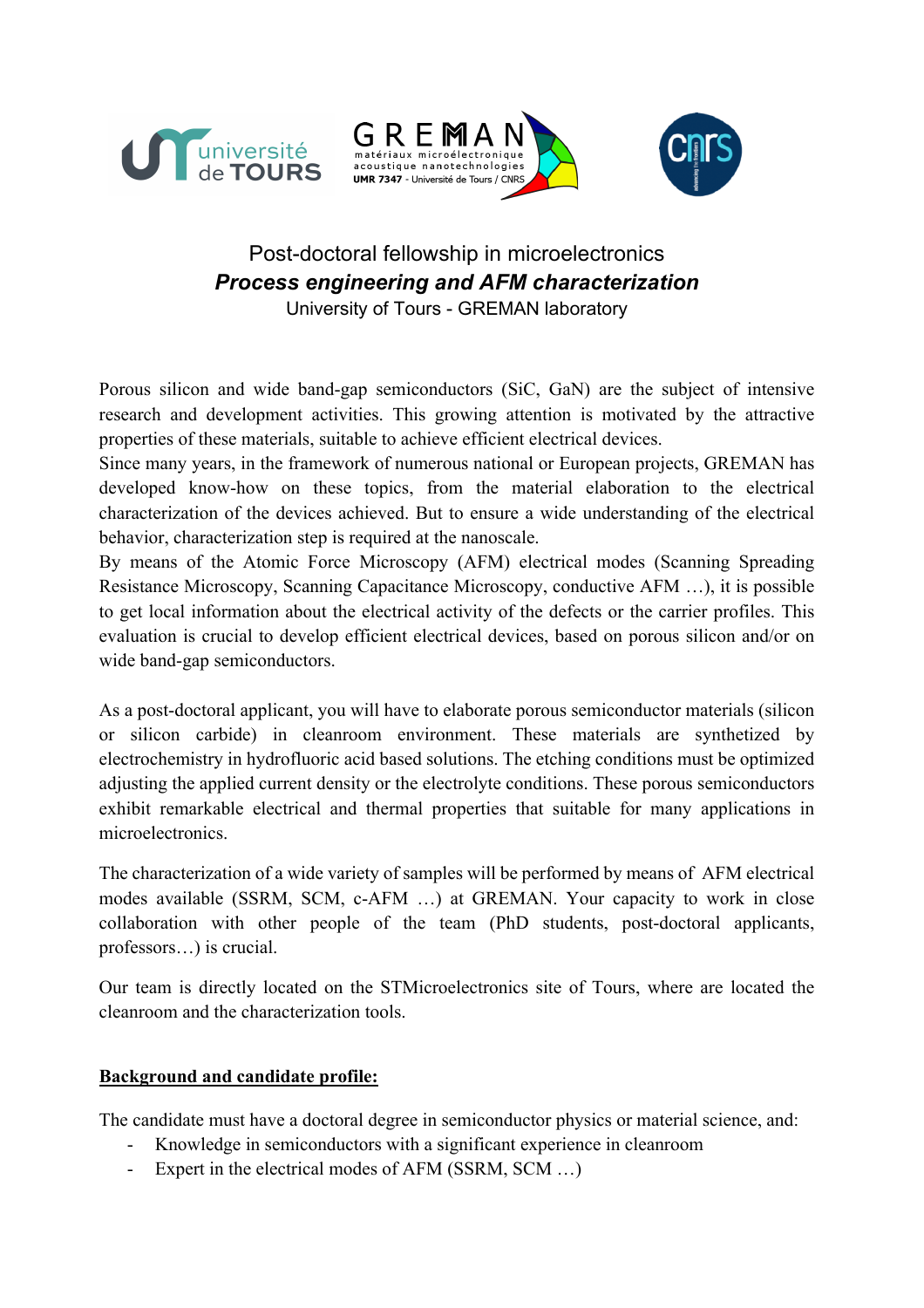# Post-doctoral fellowship in microelectronics

## *Process engineering and AFM characterization*

University of Tours - GREMAN laboratory

Porous silicon and wide band-gap semiconductors (SiC, GaN) are the subject of intensive research and development activities. This growing attention is motivated by the attractive properties of these materials, suitable to achieve efficient electrical devices.

Since many years, in the framework of numerous national or European projects, GREMAN has developed know-how on these topics, from the material elaboration to the electrical characterization of the devices achieved. But to ensure a wide understanding of the electrical behavior, characterization step is required at the nanoscale.

By means of the Atomic Force Microscopy (AFM) electrical modes (Scanning Spreading Resistance Microscopy, Scanning Capacitance Microscopy, conductive AFM …), it is possible to get local information about the electrical activity of the defects or the carrier profiles. This evaluation is crucial to develop efficient electrical devices, based on porous silicon and/or on wide band-gap semiconductors.

As a post-doctoral applicant, you will have to elaborate porous semiconductor materials (silicon or silicon carbide) in cleanroom environment. These materials are synthetized by electrochemistry in hydrofluoric acid based solutions. The etching conditions must be optimized adjusting the applied current density or the electrolyte conditions. These porous semiconductors exhibit remarkable electrical and thermal properties that suitable for many applications in microelectronics.

The characterization of a wide variety of samples will be performed by means of AFM electrical modes available (SSRM, SCM, c-AFM …) at GREMAN. Your capacity to work in close collaboration with other people of the team (PhD students, post-doctoral applicants, professors…) is crucial.

Our team is directly located on the STMicroelectronics site of Tours, where are located the cleanroom and the characterization tools.

**<u>Background and candidate profile:</u>**

The candidate must have a doctoral degree in semiconductor physics or material science, and:

- Knowledge in semiconductors with a significant experience in cleanroom
- Expert in the electrical modes of AFM (SSRM, SCM …)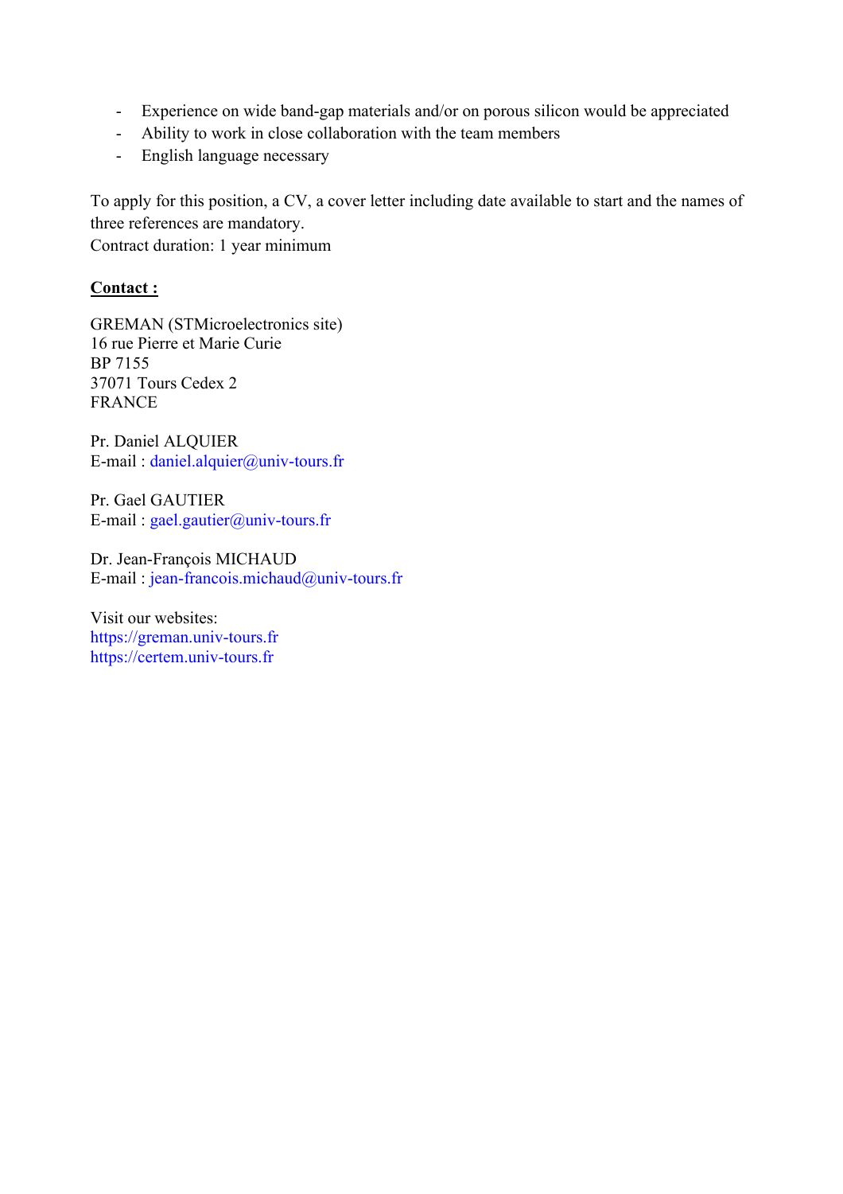- Experience on wide band-gap materials and/or on porous silicon would be appreciated
- Ability to work in close collaboration with the team members
- English language necessary

To apply for this position, a CV, a cover letter including date available to start and the names of three references are mandatory.
Contract duration: 1 year minimum

**Contact :**

GREMAN (STMicroelectronics site)
16 rue Pierre et Marie Curie
BP 7155
37071 Tours Cedex 2
FRANCE

Pr. Daniel ALQUIER
E-mail : daniel.alquier@univ-tours.fr

Pr. Gael GAUTIER
E-mail : gael.gautier@univ-tours.fr

Dr. Jean-François MICHAUD
E-mail : jean-francois.michaud@univ-tours.fr

Visit our websites:
https://greman.univ-tours.fr
https://certem.univ-tours.fr